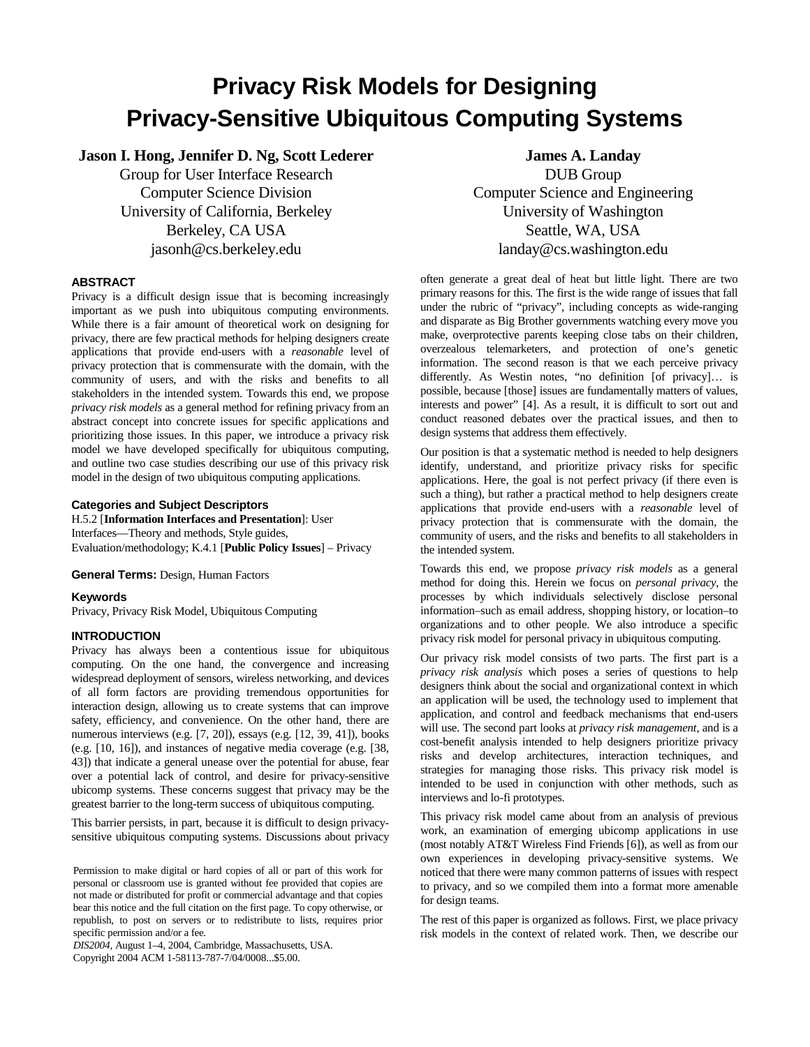# Privacy Risk Models for Designing Privacy-Sensitive Ubiquitous Computing Systems

**Jason I. Hong, Jennifer D. Ng, Scott Lederer**
Group for User Interface Research
Computer Science Division
University of California, Berkeley
Berkeley, CA USA
jasonh@cs.berkeley.edu

**James A. Landay**
DUB Group
Computer Science and Engineering
University of Washington
Seattle, WA, USA
landay@cs.washington.edu

## ABSTRACT

Privacy is a difficult design issue that is becoming increasingly important as we push into ubiquitous computing environments. While there is a fair amount of theoretical work on designing for privacy, there are few practical methods for helping designers create applications that provide end-users with a *reasonable* level of privacy protection that is commensurate with the domain, with the community of users, and with the risks and benefits to all stakeholders in the intended system. Towards this end, we propose *privacy risk models* as a general method for refining privacy from an abstract concept into concrete issues for specific applications and prioritizing those issues. In this paper, we introduce a privacy risk model we have developed specifically for ubiquitous computing, and outline two case studies describing our use of this privacy risk model in the design of two ubiquitous computing applications.

### Categories and Subject Descriptors

H.5.2 [**Information Interfaces and Presentation**]: User Interfaces—Theory and methods, Style guides, Evaluation/methodology; K.4.1 [**Public Policy Issues**] – Privacy

**General Terms:** Design, Human Factors

### Keywords

Privacy, Privacy Risk Model, Ubiquitous Computing

## INTRODUCTION

Privacy has always been a contentious issue for ubiquitous computing. On the one hand, the convergence and increasing widespread deployment of sensors, wireless networking, and devices of all form factors are providing tremendous opportunities for interaction design, allowing us to create systems that can improve safety, efficiency, and convenience. On the other hand, there are numerous interviews (e.g. [7, 20]), essays (e.g. [12, 39, 41]), books (e.g. [10, 16]), and instances of negative media coverage (e.g. [38, 43]) that indicate a general unease over the potential for abuse, fear over a potential lack of control, and desire for privacy-sensitive ubicomp systems. These concerns suggest that privacy may be the greatest barrier to the long-term success of ubiquitous computing.

This barrier persists, in part, because it is difficult to design privacy-sensitive ubiquitous computing systems. Discussions about privacy often generate a great deal of heat but little light. There are two primary reasons for this. The first is the wide range of issues that fall under the rubric of "privacy", including concepts as wide-ranging and disparate as Big Brother governments watching every move you make, overprotective parents keeping close tabs on their children, overzealous telemarketers, and protection of one's genetic information. The second reason is that we each perceive privacy differently. As Westin notes, "no definition [of privacy]… is possible, because [those] issues are fundamentally matters of values, interests and power" [4]. As a result, it is difficult to sort out and conduct reasoned debates over the practical issues, and then to design systems that address them effectively.

Our position is that a systematic method is needed to help designers identify, understand, and prioritize privacy risks for specific applications. Here, the goal is not perfect privacy (if there even is such a thing), but rather a practical method to help designers create applications that provide end-users with a *reasonable* level of privacy protection that is commensurate with the domain, the community of users, and the risks and benefits to all stakeholders in the intended system.

Towards this end, we propose *privacy risk models* as a general method for doing this. Herein we focus on *personal privacy*, the processes by which individuals selectively disclose personal information–such as email address, shopping history, or location–to organizations and to other people. We also introduce a specific privacy risk model for personal privacy in ubiquitous computing.

Our privacy risk model consists of two parts. The first part is a *privacy risk analysis* which poses a series of questions to help designers think about the social and organizational context in which an application will be used, the technology used to implement that application, and control and feedback mechanisms that end-users will use. The second part looks at *privacy risk management*, and is a cost-benefit analysis intended to help designers prioritize privacy risks and develop architectures, interaction techniques, and strategies for managing those risks. This privacy risk model is intended to be used in conjunction with other methods, such as interviews and lo-fi prototypes.

This privacy risk model came about from an analysis of previous work, an examination of emerging ubicomp applications in use (most notably AT&T Wireless Find Friends [6]), as well as from our own experiences in developing privacy-sensitive systems. We noticed that there were many common patterns of issues with respect to privacy, and so we compiled them into a format more amenable for design teams.

The rest of this paper is organized as follows. First, we place privacy risk models in the context of related work. Then, we describe our

Permission to make digital or hard copies of all or part of this work for personal or classroom use is granted without fee provided that copies are not made or distributed for profit or commercial advantage and that copies bear this notice and the full citation on the first page. To copy otherwise, or republish, to post on servers or to redistribute to lists, requires prior specific permission and/or a fee.
*DIS2004*, August 1–4, 2004, Cambridge, Massachusetts, USA.
Copyright 2004 ACM 1-58113-787-7/04/0008...$5.00.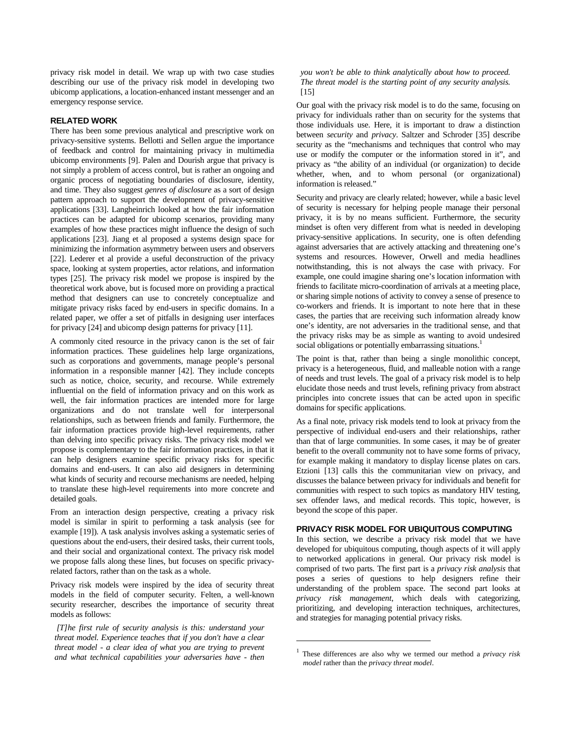privacy risk model in detail. We wrap up with two case studies describing our use of the privacy risk model in developing two ubicomp applications, a location-enhanced instant messenger and an emergency response service.

## RELATED WORK

There has been some previous analytical and prescriptive work on privacy-sensitive systems. Bellotti and Sellen argue the importance of feedback and control for maintaining privacy in multimedia ubicomp environments [9]. Palen and Dourish argue that privacy is not simply a problem of access control, but is rather an ongoing and organic process of negotiating boundaries of disclosure, identity, and time. They also suggest *genres of disclosure* as a sort of design pattern approach to support the development of privacy-sensitive applications [33]. Langheinrich looked at how the fair information practices can be adapted for ubicomp scenarios, providing many examples of how these practices might influence the design of such applications [23]. Jiang et al proposed a systems design space for minimizing the information asymmetry between users and observers [22]. Lederer et al provide a useful deconstruction of the privacy space, looking at system properties, actor relations, and information types [25]. The privacy risk model we propose is inspired by the theoretical work above, but is focused more on providing a practical method that designers can use to concretely conceptualize and mitigate privacy risks faced by end-users in specific domains. In a related paper, we offer a set of pitfalls in designing user interfaces for privacy [24] and ubicomp design patterns for privacy [11].

A commonly cited resource in the privacy canon is the set of fair information practices. These guidelines help large organizations, such as corporations and governments, manage people's personal information in a responsible manner [42]. They include concepts such as notice, choice, security, and recourse. While extremely influential on the field of information privacy and on this work as well, the fair information practices are intended more for large organizations and do not translate well for interpersonal relationships, such as between friends and family. Furthermore, the fair information practices provide high-level requirements, rather than delving into specific privacy risks. The privacy risk model we propose is complementary to the fair information practices, in that it can help designers examine specific privacy risks for specific domains and end-users. It can also aid designers in determining what kinds of security and recourse mechanisms are needed, helping to translate these high-level requirements into more concrete and detailed goals.

From an interaction design perspective, creating a privacy risk model is similar in spirit to performing a task analysis (see for example [19]). A task analysis involves asking a systematic series of questions about the end-users, their desired tasks, their current tools, and their social and organizational context. The privacy risk model we propose falls along these lines, but focuses on specific privacy-related factors, rather than on the task as a whole.

Privacy risk models were inspired by the idea of security threat models in the field of computer security. Felten, a well-known security researcher, describes the importance of security threat models as follows:

> *[T]he first rule of security analysis is this: understand your threat model. Experience teaches that if you don't have a clear threat model - a clear idea of what you are trying to prevent and what technical capabilities your adversaries have - then you won't be able to think analytically about how to proceed. The threat model is the starting point of any security analysis.* [15]

Our goal with the privacy risk model is to do the same, focusing on privacy for individuals rather than on security for the systems that those individuals use. Here, it is important to draw a distinction between *security* and *privacy*. Saltzer and Schroder [35] describe security as the "mechanisms and techniques that control who may use or modify the computer or the information stored in it", and privacy as "the ability of an individual (or organization) to decide whether, when, and to whom personal (or organizational) information is released."

Security and privacy are clearly related; however, while a basic level of security is necessary for helping people manage their personal privacy, it is by no means sufficient. Furthermore, the security mindset is often very different from what is needed in developing privacy-sensitive applications. In security, one is often defending against adversaries that are actively attacking and threatening one's systems and resources. However, Orwell and media headlines notwithstanding, this is not always the case with privacy. For example, one could imagine sharing one's location information with friends to facilitate micro-coordination of arrivals at a meeting place, or sharing simple notions of activity to convey a sense of presence to co-workers and friends. It is important to note here that in these cases, the parties that are receiving such information already know one's identity, are not adversaries in the traditional sense, and that the privacy risks may be as simple as wanting to avoid undesired social obligations or potentially embarrassing situations.[1]

The point is that, rather than being a single monolithic concept, privacy is a heterogeneous, fluid, and malleable notion with a range of needs and trust levels. The goal of a privacy risk model is to help elucidate those needs and trust levels, refining privacy from abstract principles into concrete issues that can be acted upon in specific domains for specific applications.

As a final note, privacy risk models tend to look at privacy from the perspective of individual end-users and their relationships, rather than that of large communities. In some cases, it may be of greater benefit to the overall community not to have some forms of privacy, for example making it mandatory to display license plates on cars. Etzioni [13] calls this the communitarian view on privacy, and discusses the balance between privacy for individuals and benefit for communities with respect to such topics as mandatory HIV testing, sex offender laws, and medical records. This topic, however, is beyond the scope of this paper.

## PRIVACY RISK MODEL FOR UBIQUITOUS COMPUTING

In this section, we describe a privacy risk model that we have developed for ubiquitous computing, though aspects of it will apply to networked applications in general. Our privacy risk model is comprised of two parts. The first part is a *privacy risk analysis* that poses a series of questions to help designers refine their understanding of the problem space. The second part looks at *privacy risk management*, which deals with categorizing, prioritizing, and developing interaction techniques, architectures, and strategies for managing potential privacy risks.

---

[1] These differences are also why we termed our method a *privacy risk model* rather than the *privacy threat model*.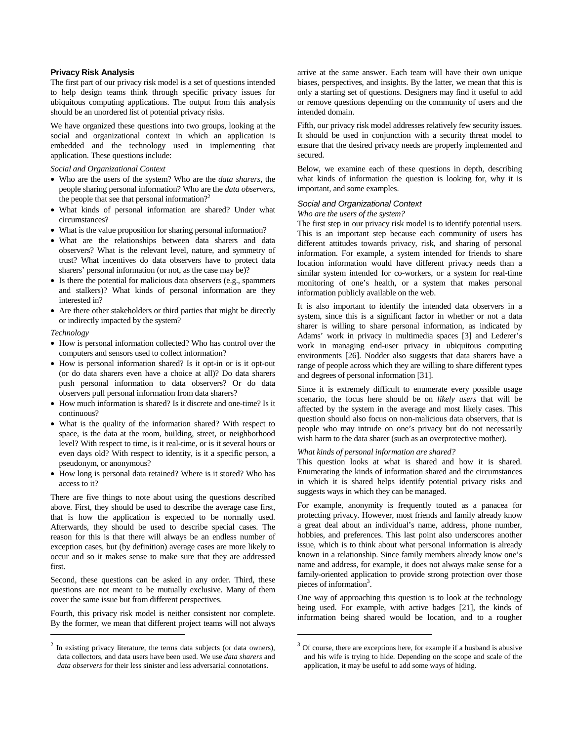### Privacy Risk Analysis

The first part of our privacy risk model is a set of questions intended to help design teams think through specific privacy issues for ubiquitous computing applications. The output from this analysis should be an unordered list of potential privacy risks.

We have organized these questions into two groups, looking at the social and organizational context in which an application is embedded and the technology used in implementing that application. These questions include:

*Social and Organizational Context*

- Who are the users of the system? Who are the *data sharers*, the people sharing personal information? Who are the *data observers*, the people that see that personal information?[2]
- What kinds of personal information are shared? Under what circumstances?
- What is the value proposition for sharing personal information?
- What are the relationships between data sharers and data observers? What is the relevant level, nature, and symmetry of trust? What incentives do data observers have to protect data sharers' personal information (or not, as the case may be)?
- Is there the potential for malicious data observers (e.g., spammers and stalkers)? What kinds of personal information are they interested in?
- Are there other stakeholders or third parties that might be directly or indirectly impacted by the system?

*Technology*

- How is personal information collected? Who has control over the computers and sensors used to collect information?
- How is personal information shared? Is it opt-in or is it opt-out (or do data sharers even have a choice at all)? Do data sharers push personal information to data observers? Or do data observers pull personal information from data sharers?
- How much information is shared? Is it discrete and one-time? Is it continuous?
- What is the quality of the information shared? With respect to space, is the data at the room, building, street, or neighborhood level? With respect to time, is it real-time, or is it several hours or even days old? With respect to identity, is it a specific person, a pseudonym, or anonymous?
- How long is personal data retained? Where is it stored? Who has access to it?

There are five things to note about using the questions described above. First, they should be used to describe the average case first, that is how the application is expected to be normally used. Afterwards, they should be used to describe special cases. The reason for this is that there will always be an endless number of exception cases, but (by definition) average cases are more likely to occur and so it makes sense to make sure that they are addressed first.

Second, these questions can be asked in any order. Third, these questions are not meant to be mutually exclusive. Many of them cover the same issue but from different perspectives.

Fourth, this privacy risk model is neither consistent nor complete. By the former, we mean that different project teams will not always arrive at the same answer. Each team will have their own unique biases, perspectives, and insights. By the latter, we mean that this is only a starting set of questions. Designers may find it useful to add or remove questions depending on the community of users and the intended domain.

Fifth, our privacy risk model addresses relatively few security issues. It should be used in conjunction with a security threat model to ensure that the desired privacy needs are properly implemented and secured.

Below, we examine each of these questions in depth, describing what kinds of information the question is looking for, why it is important, and some examples.

#### Social and Organizational Context

*Who are the users of the system?*

The first step in our privacy risk model is to identify potential users. This is an important step because each community of users has different attitudes towards privacy, risk, and sharing of personal information. For example, a system intended for friends to share location information would have different privacy needs than a similar system intended for co-workers, or a system for real-time monitoring of one's health, or a system that makes personal information publicly available on the web.

It is also important to identify the intended data observers in a system, since this is a significant factor in whether or not a data sharer is willing to share personal information, as indicated by Adams' work in privacy in multimedia spaces [3] and Lederer's work in managing end-user privacy in ubiquitous computing environments [26]. Nodder also suggests that data sharers have a range of people across which they are willing to share different types and degrees of personal information [31].

Since it is extremely difficult to enumerate every possible usage scenario, the focus here should be on *likely users* that will be affected by the system in the average and most likely cases. This question should also focus on non-malicious data observers, that is people who may intrude on one's privacy but do not necessarily wish harm to the data sharer (such as an overprotective mother).

*What kinds of personal information are shared?*

This question looks at what is shared and how it is shared. Enumerating the kinds of information shared and the circumstances in which it is shared helps identify potential privacy risks and suggests ways in which they can be managed.

For example, anonymity is frequently touted as a panacea for protecting privacy. However, most friends and family already know a great deal about an individual's name, address, phone number, hobbies, and preferences. This last point also underscores another issue, which is to think about what personal information is already known in a relationship. Since family members already know one's name and address, for example, it does not always make sense for a family-oriented application to provide strong protection over those pieces of information[3].

One way of approaching this question is to look at the technology being used. For example, with active badges [21], the kinds of information being shared would be location, and to a rougher

[2] In existing privacy literature, the terms data subjects (or data owners), data collectors, and data users have been used. We use *data sharers* and *data observers* for their less sinister and less adversarial connotations.

[3] Of course, there are exceptions here, for example if a husband is abusive and his wife is trying to hide. Depending on the scope and scale of the application, it may be useful to add some ways of hiding.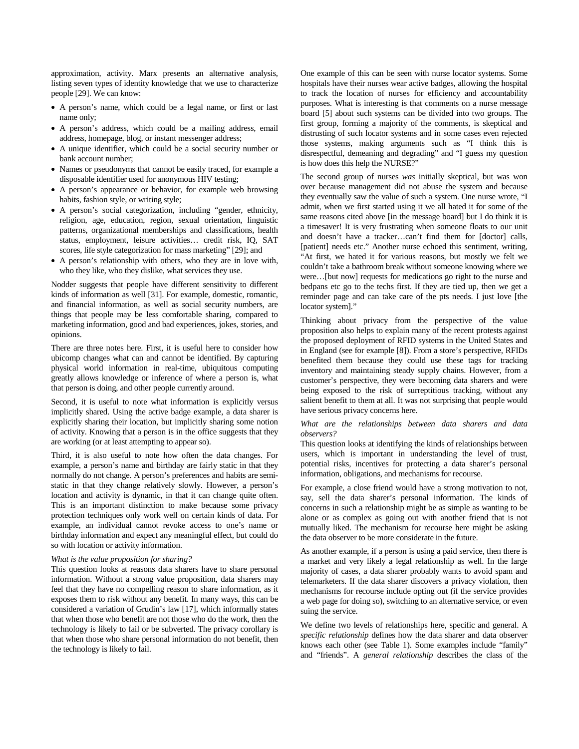approximation, activity. Marx presents an alternative analysis, listing seven types of identity knowledge that we use to characterize people [29]. We can know:

- A person's name, which could be a legal name, or first or last name only;
- A person's address, which could be a mailing address, email address, homepage, blog, or instant messenger address;
- A unique identifier, which could be a social security number or bank account number;
- Names or pseudonyms that cannot be easily traced, for example a disposable identifier used for anonymous HIV testing;
- A person's appearance or behavior, for example web browsing habits, fashion style, or writing style;
- A person's social categorization, including "gender, ethnicity, religion, age, education, region, sexual orientation, linguistic patterns, organizational memberships and classifications, health status, employment, leisure activities… credit risk, IQ, SAT scores, life style categorization for mass marketing" [29]; and
- A person's relationship with others, who they are in love with, who they like, who they dislike, what services they use.

Nodder suggests that people have different sensitivity to different kinds of information as well [31]. For example, domestic, romantic, and financial information, as well as social security numbers, are things that people may be less comfortable sharing, compared to marketing information, good and bad experiences, jokes, stories, and opinions.

There are three notes here. First, it is useful here to consider how ubicomp changes what can and cannot be identified. By capturing physical world information in real-time, ubiquitous computing greatly allows knowledge or inference of where a person is, what that person is doing, and other people currently around.

Second, it is useful to note what information is explicitly versus implicitly shared. Using the active badge example, a data sharer is explicitly sharing their location, but implicitly sharing some notion of activity. Knowing that a person is in the office suggests that they are working (or at least attempting to appear so).

Third, it is also useful to note how often the data changes. For example, a person's name and birthday are fairly static in that they normally do not change. A person's preferences and habits are semi-static in that they change relatively slowly. However, a person's location and activity is dynamic, in that it can change quite often. This is an important distinction to make because some privacy protection techniques only work well on certain kinds of data. For example, an individual cannot revoke access to one's name or birthday information and expect any meaningful effect, but could do so with location or activity information.

*What is the value proposition for sharing?*

This question looks at reasons data sharers have to share personal information. Without a strong value proposition, data sharers may feel that they have no compelling reason to share information, as it exposes them to risk without any benefit. In many ways, this can be considered a variation of Grudin's law [17], which informally states that when those who benefit are not those who do the work, then the technology is likely to fail or be subverted. The privacy corollary is that when those who share personal information do not benefit, then the technology is likely to fail.

One example of this can be seen with nurse locator systems. Some hospitals have their nurses wear active badges, allowing the hospital to track the location of nurses for efficiency and accountability purposes. What is interesting is that comments on a nurse message board [5] about such systems can be divided into two groups. The first group, forming a majority of the comments, is skeptical and distrusting of such locator systems and in some cases even rejected those systems, making arguments such as "I think this is disrespectful, demeaning and degrading" and "I guess my question is how does this help the NURSE?"

The second group of nurses *was* initially skeptical, but was won over because management did not abuse the system and because they eventually saw the value of such a system. One nurse wrote, "I admit, when we first started using it we all hated it for some of the same reasons cited above [in the message board] but I do think it is a timesaver! It is very frustrating when someone floats to our unit and doesn't have a tracker…can't find them for [doctor] calls, [patient] needs etc." Another nurse echoed this sentiment, writing, "At first, we hated it for various reasons, but mostly we felt we couldn't take a bathroom break without someone knowing where we were…[but now] requests for medications go right to the nurse and bedpans etc go to the techs first. If they are tied up, then we get a reminder page and can take care of the pts needs. I just love [the locator system]."

Thinking about privacy from the perspective of the value proposition also helps to explain many of the recent protests against the proposed deployment of RFID systems in the United States and in England (see for example [8]). From a store's perspective, RFIDs benefited them because they could use these tags for tracking inventory and maintaining steady supply chains. However, from a customer's perspective, they were becoming data sharers and were being exposed to the risk of surreptitious tracking, without any salient benefit to them at all. It was not surprising that people would have serious privacy concerns here.

*What are the relationships between data sharers and data observers?*

This question looks at identifying the kinds of relationships between users, which is important in understanding the level of trust, potential risks, incentives for protecting a data sharer's personal information, obligations, and mechanisms for recourse.

For example, a close friend would have a strong motivation to not, say, sell the data sharer's personal information. The kinds of concerns in such a relationship might be as simple as wanting to be alone or as complex as going out with another friend that is not mutually liked. The mechanism for recourse here might be asking the data observer to be more considerate in the future.

As another example, if a person is using a paid service, then there is a market and very likely a legal relationship as well. In the large majority of cases, a data sharer probably wants to avoid spam and telemarketers. If the data sharer discovers a privacy violation, then mechanisms for recourse include opting out (if the service provides a web page for doing so), switching to an alternative service, or even suing the service.

We define two levels of relationships here, specific and general. A *specific relationship* defines how the data sharer and data observer knows each other (see Table 1). Some examples include "family" and "friends". A *general relationship* describes the class of the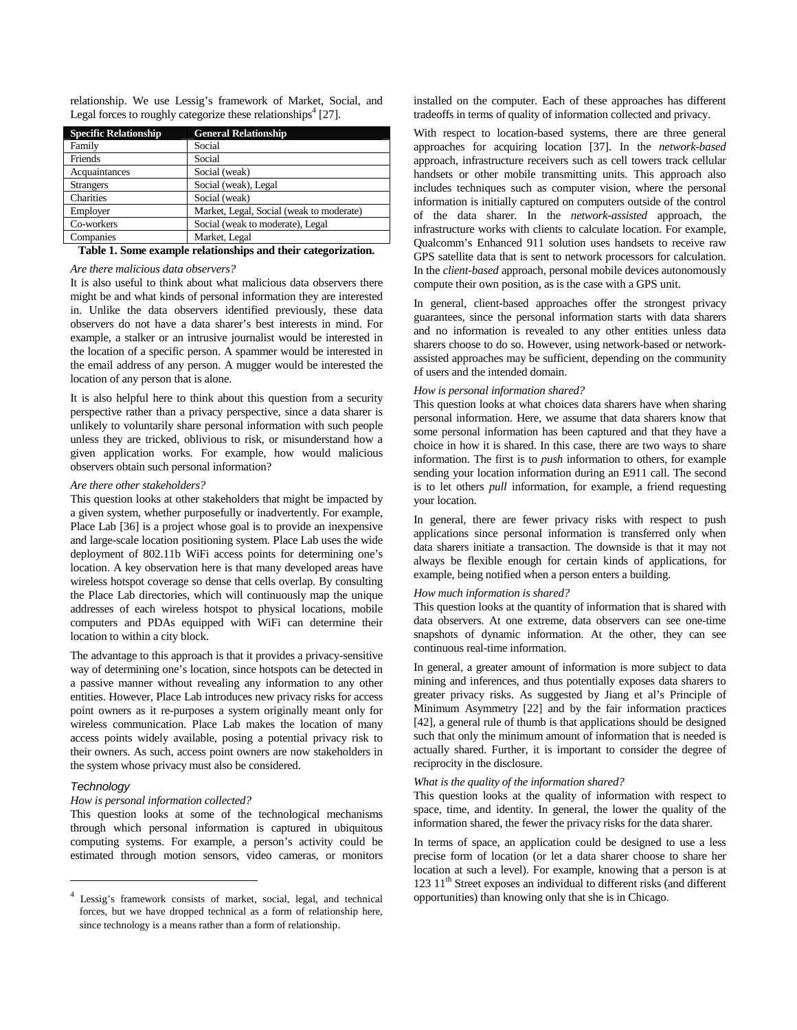relationship. We use Lessig's framework of Market, Social, and Legal forces to roughly categorize these relationships[4] [27].

| Specific Relationship | General Relationship |
|---|---|
| Family | Social |
| Friends | Social |
| Acquaintances | Social (weak) |
| Strangers | Social (weak), Legal |
| Charities | Social (weak) |
| Employer | Market, Legal, Social (weak to moderate) |
| Co-workers | Social (weak to moderate), Legal |
| Companies | Market, Legal |

**Table 1. Some example relationships and their categorization.**

*Are there malicious data observers?*

It is also useful to think about what malicious data observers there might be and what kinds of personal information they are interested in. Unlike the data observers identified previously, these data observers do not have a data sharer's best interests in mind. For example, a stalker or an intrusive journalist would be interested in the location of a specific person. A spammer would be interested in the email address of any person. A mugger would be interested the location of any person that is alone.

It is also helpful here to think about this question from a security perspective rather than a privacy perspective, since a data sharer is unlikely to voluntarily share personal information with such people unless they are tricked, oblivious to risk, or misunderstand how a given application works. For example, how would malicious observers obtain such personal information?

*Are there other stakeholders?*

This question looks at other stakeholders that might be impacted by a given system, whether purposefully or inadvertently. For example, Place Lab [36] is a project whose goal is to provide an inexpensive and large-scale location positioning system. Place Lab uses the wide deployment of 802.11b WiFi access points for determining one's location. A key observation here is that many developed areas have wireless hotspot coverage so dense that cells overlap. By consulting the Place Lab directories, which will continuously map the unique addresses of each wireless hotspot to physical locations, mobile computers and PDAs equipped with WiFi can determine their location to within a city block.

The advantage to this approach is that it provides a privacy-sensitive way of determining one's location, since hotspots can be detected in a passive manner without revealing any information to any other entities. However, Place Lab introduces new privacy risks for access point owners as it re-purposes a system originally meant only for wireless communication. Place Lab makes the location of many access points widely available, posing a potential privacy risk to their owners. As such, access point owners are now stakeholders in the system whose privacy must also be considered.

### *Technology*

*How is personal information collected?*

This question looks at some of the technological mechanisms through which personal information is captured in ubiquitous computing systems. For example, a person's activity could be estimated through motion sensors, video cameras, or monitors installed on the computer. Each of these approaches has different tradeoffs in terms of quality of information collected and privacy.

With respect to location-based systems, there are three general approaches for acquiring location [37]. In the *network-based* approach, infrastructure receivers such as cell towers track cellular handsets or other mobile transmitting units. This approach also includes techniques such as computer vision, where the personal information is initially captured on computers outside of the control of the data sharer. In the *network-assisted* approach, the infrastructure works with clients to calculate location. For example, Qualcomm's Enhanced 911 solution uses handsets to receive raw GPS satellite data that is sent to network processors for calculation. In the *client-based* approach, personal mobile devices autonomously compute their own position, as is the case with a GPS unit.

In general, client-based approaches offer the strongest privacy guarantees, since the personal information starts with data sharers and no information is revealed to any other entities unless data sharers choose to do so. However, using network-based or network-assisted approaches may be sufficient, depending on the community of users and the intended domain.

*How is personal information shared?*

This question looks at what choices data sharers have when sharing personal information. Here, we assume that data sharers know that some personal information has been captured and that they have a choice in how it is shared. In this case, there are two ways to share information. The first is to *push* information to others, for example sending your location information during an E911 call. The second is to let others *pull* information, for example, a friend requesting your location.

In general, there are fewer privacy risks with respect to push applications since personal information is transferred only when data sharers initiate a transaction. The downside is that it may not always be flexible enough for certain kinds of applications, for example, being notified when a person enters a building.

*How much information is shared?*

This question looks at the quantity of information that is shared with data observers. At one extreme, data observers can see one-time snapshots of dynamic information. At the other, they can see continuous real-time information.

In general, a greater amount of information is more subject to data mining and inferences, and thus potentially exposes data sharers to greater privacy risks. As suggested by Jiang et al's Principle of Minimum Asymmetry [22] and by the fair information practices [42], a general rule of thumb is that applications should be designed such that only the minimum amount of information that is needed is actually shared. Further, it is important to consider the degree of reciprocity in the disclosure.

*What is the quality of the information shared?*

This question looks at the quality of information with respect to space, time, and identity. In general, the lower the quality of the information shared, the fewer the privacy risks for the data sharer.

In terms of space, an application could be designed to use a less precise form of location (or let a data sharer choose to share her location at such a level). For example, knowing that a person is at 123 11th Street exposes an individual to different risks (and different opportunities) than knowing only that she is in Chicago.

[4] Lessig's framework consists of market, social, legal, and technical forces, but we have dropped technical as a form of relationship here, since technology is a means rather than a form of relationship.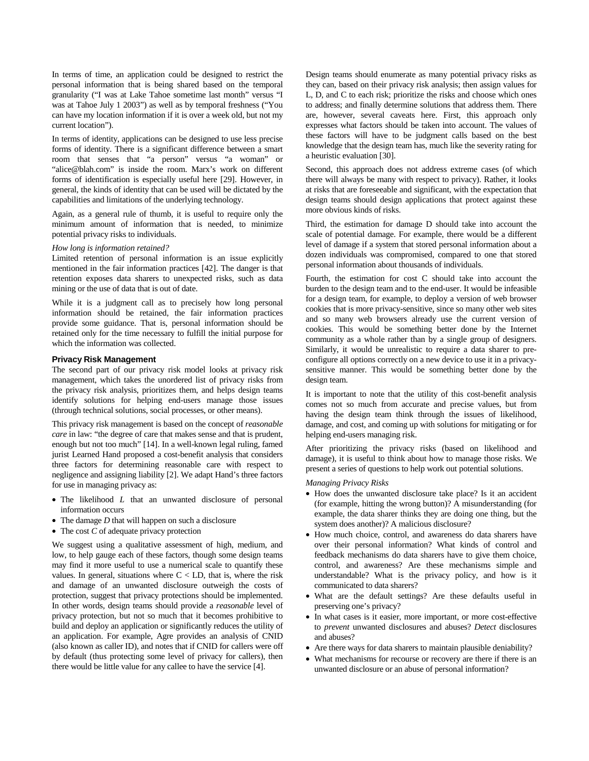In terms of time, an application could be designed to restrict the personal information that is being shared based on the temporal granularity ("I was at Lake Tahoe sometime last month" versus "I was at Tahoe July 1 2003") as well as by temporal freshness ("You can have my location information if it is over a week old, but not my current location").

In terms of identity, applications can be designed to use less precise forms of identity. There is a significant difference between a smart room that senses that "a person" versus "a woman" or "alice@blah.com" is inside the room. Marx's work on different forms of identification is especially useful here [29]. However, in general, the kinds of identity that can be used will be dictated by the capabilities and limitations of the underlying technology.

Again, as a general rule of thumb, it is useful to require only the minimum amount of information that is needed, to minimize potential privacy risks to individuals.

*How long is information retained?*

Limited retention of personal information is an issue explicitly mentioned in the fair information practices [42]. The danger is that retention exposes data sharers to unexpected risks, such as data mining or the use of data that is out of date.

While it is a judgment call as to precisely how long personal information should be retained, the fair information practices provide some guidance. That is, personal information should be retained only for the time necessary to fulfill the initial purpose for which the information was collected.

### Privacy Risk Management

The second part of our privacy risk model looks at privacy risk management, which takes the unordered list of privacy risks from the privacy risk analysis, prioritizes them, and helps design teams identify solutions for helping end-users manage those issues (through technical solutions, social processes, or other means).

This privacy risk management is based on the concept of *reasonable care* in law: "the degree of care that makes sense and that is prudent, enough but not too much" [14]. In a well-known legal ruling, famed jurist Learned Hand proposed a cost-benefit analysis that considers three factors for determining reasonable care with respect to negligence and assigning liability [2]. We adapt Hand's three factors for use in managing privacy as:

- The likelihood $L$ that an unwanted disclosure of personal information occurs
- The damage $D$ that will happen on such a disclosure
- The cost $C$ of adequate privacy protection

We suggest using a qualitative assessment of high, medium, and low, to help gauge each of these factors, though some design teams may find it more useful to use a numerical scale to quantify these values. In general, situations where $C < LD$, that is, where the risk and damage of an unwanted disclosure outweigh the costs of protection, suggest that privacy protections should be implemented. In other words, design teams should provide a *reasonable* level of privacy protection, but not so much that it becomes prohibitive to build and deploy an application or significantly reduces the utility of an application. For example, Agre provides an analysis of CNID (also known as caller ID), and notes that if CNID for callers were off by default (thus protecting some level of privacy for callers), then there would be little value for any callee to have the service [4].

Design teams should enumerate as many potential privacy risks as they can, based on their privacy risk analysis; then assign values for L, D, and C to each risk; prioritize the risks and choose which ones to address; and finally determine solutions that address them. There are, however, several caveats here. First, this approach only expresses what factors should be taken into account. The values of these factors will have to be judgment calls based on the best knowledge that the design team has, much like the severity rating for a heuristic evaluation [30].

Second, this approach does not address extreme cases (of which there will always be many with respect to privacy). Rather, it looks at risks that are foreseeable and significant, with the expectation that design teams should design applications that protect against these more obvious kinds of risks.

Third, the estimation for damage D should take into account the scale of potential damage. For example, there would be a different level of damage if a system that stored personal information about a dozen individuals was compromised, compared to one that stored personal information about thousands of individuals.

Fourth, the estimation for cost C should take into account the burden to the design team and to the end-user. It would be infeasible for a design team, for example, to deploy a version of web browser cookies that is more privacy-sensitive, since so many other web sites and so many web browsers already use the current version of cookies. This would be something better done by the Internet community as a whole rather than by a single group of designers. Similarly, it would be unrealistic to require a data sharer to pre-configure all options correctly on a new device to use it in a privacy-sensitive manner. This would be something better done by the design team.

It is important to note that the utility of this cost-benefit analysis comes not so much from accurate and precise values, but from having the design team think through the issues of likelihood, damage, and cost, and coming up with solutions for mitigating or for helping end-users managing risk.

After prioritizing the privacy risks (based on likelihood and damage), it is useful to think about how to manage those risks. We present a series of questions to help work out potential solutions.

*Managing Privacy Risks*

- How does the unwanted disclosure take place? Is it an accident (for example, hitting the wrong button)? A misunderstanding (for example, the data sharer thinks they are doing one thing, but the system does another)? A malicious disclosure?
- How much choice, control, and awareness do data sharers have over their personal information? What kinds of control and feedback mechanisms do data sharers have to give them choice, control, and awareness? Are these mechanisms simple and understandable? What is the privacy policy, and how is it communicated to data sharers?
- What are the default settings? Are these defaults useful in preserving one's privacy?
- In what cases is it easier, more important, or more cost-effective to *prevent* unwanted disclosures and abuses? *Detect* disclosures and abuses?
- Are there ways for data sharers to maintain plausible deniability?
- What mechanisms for recourse or recovery are there if there is an unwanted disclosure or an abuse of personal information?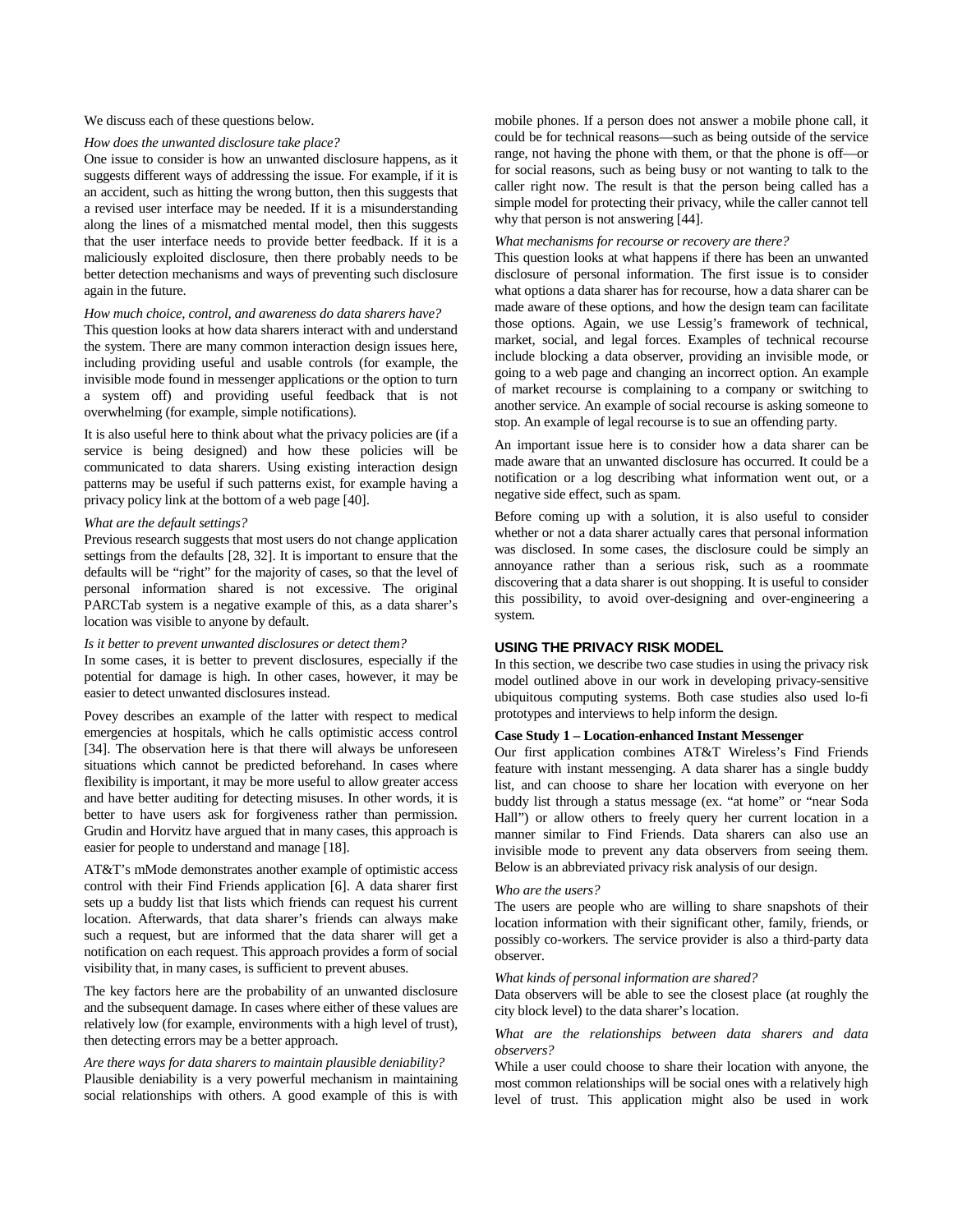We discuss each of these questions below.

*How does the unwanted disclosure take place?*
One issue to consider is how an unwanted disclosure happens, as it suggests different ways of addressing the issue. For example, if it is an accident, such as hitting the wrong button, then this suggests that a revised user interface may be needed. If it is a misunderstanding along the lines of a mismatched mental model, then this suggests that the user interface needs to provide better feedback. If it is a maliciously exploited disclosure, then there probably needs to be better detection mechanisms and ways of preventing such disclosure again in the future.

*How much choice, control, and awareness do data sharers have?*
This question looks at how data sharers interact with and understand the system. There are many common interaction design issues here, including providing useful and usable controls (for example, the invisible mode found in messenger applications or the option to turn a system off) and providing useful feedback that is not overwhelming (for example, simple notifications).

It is also useful here to think about what the privacy policies are (if a service is being designed) and how these policies will be communicated to data sharers. Using existing interaction design patterns may be useful if such patterns exist, for example having a privacy policy link at the bottom of a web page [40].

*What are the default settings?*
Previous research suggests that most users do not change application settings from the defaults [28, 32]. It is important to ensure that the defaults will be "right" for the majority of cases, so that the level of personal information shared is not excessive. The original PARCTab system is a negative example of this, as a data sharer's location was visible to anyone by default.

*Is it better to prevent unwanted disclosures or detect them?*
In some cases, it is better to prevent disclosures, especially if the potential for damage is high. In other cases, however, it may be easier to detect unwanted disclosures instead.

Povey describes an example of the latter with respect to medical emergencies at hospitals, which he calls optimistic access control [34]. The observation here is that there will always be unforeseen situations which cannot be predicted beforehand. In cases where flexibility is important, it may be more useful to allow greater access and have better auditing for detecting misuses. In other words, it is better to have users ask for forgiveness rather than permission. Grudin and Horvitz have argued that in many cases, this approach is easier for people to understand and manage [18].

AT&T's mMode demonstrates another example of optimistic access control with their Find Friends application [6]. A data sharer first sets up a buddy list that lists which friends can request his current location. Afterwards, that data sharer's friends can always make such a request, but are informed that the data sharer will get a notification on each request. This approach provides a form of social visibility that, in many cases, is sufficient to prevent abuses.

The key factors here are the probability of an unwanted disclosure and the subsequent damage. In cases where either of these values are relatively low (for example, environments with a high level of trust), then detecting errors may be a better approach.

*Are there ways for data sharers to maintain plausible deniability?*
Plausible deniability is a very powerful mechanism in maintaining social relationships with others. A good example of this is with mobile phones. If a person does not answer a mobile phone call, it could be for technical reasons—such as being outside of the service range, not having the phone with them, or that the phone is off—or for social reasons, such as being busy or not wanting to talk to the caller right now. The result is that the person being called has a simple model for protecting their privacy, while the caller cannot tell why that person is not answering [44].

*What mechanisms for recourse or recovery are there?*
This question looks at what happens if there has been an unwanted disclosure of personal information. The first issue is to consider what options a data sharer has for recourse, how a data sharer can be made aware of these options, and how the design team can facilitate those options. Again, we use Lessig's framework of technical, market, social, and legal forces. Examples of technical recourse include blocking a data observer, providing an invisible mode, or going to a web page and changing an incorrect option. An example of market recourse is complaining to a company or switching to another service. An example of social recourse is asking someone to stop. An example of legal recourse is to sue an offending party.

An important issue here is to consider how a data sharer can be made aware that an unwanted disclosure has occurred. It could be a notification or a log describing what information went out, or a negative side effect, such as spam.

Before coming up with a solution, it is also useful to consider whether or not a data sharer actually cares that personal information was disclosed. In some cases, the disclosure could be simply an annoyance rather than a serious risk, such as a roommate discovering that a data sharer is out shopping. It is useful to consider this possibility, to avoid over-designing and over-engineering a system.

## USING THE PRIVACY RISK MODEL

In this section, we describe two case studies in using the privacy risk model outlined above in our work in developing privacy-sensitive ubiquitous computing systems. Both case studies also used lo-fi prototypes and interviews to help inform the design.

### Case Study 1 – Location-enhanced Instant Messenger

Our first application combines AT&T Wireless's Find Friends feature with instant messenging. A data sharer has a single buddy list, and can choose to share her location with everyone on her buddy list through a status message (ex. "at home" or "near Soda Hall") or allow others to freely query her current location in a manner similar to Find Friends. Data sharers can also use an invisible mode to prevent any data observers from seeing them. Below is an abbreviated privacy risk analysis of our design.

*Who are the users?*
The users are people who are willing to share snapshots of their location information with their significant other, family, friends, or possibly co-workers. The service provider is also a third-party data observer.

*What kinds of personal information are shared?*
Data observers will be able to see the closest place (at roughly the city block level) to the data sharer's location.

*What are the relationships between data sharers and data observers?*
While a user could choose to share their location with anyone, the most common relationships will be social ones with a relatively high level of trust. This application might also be used in work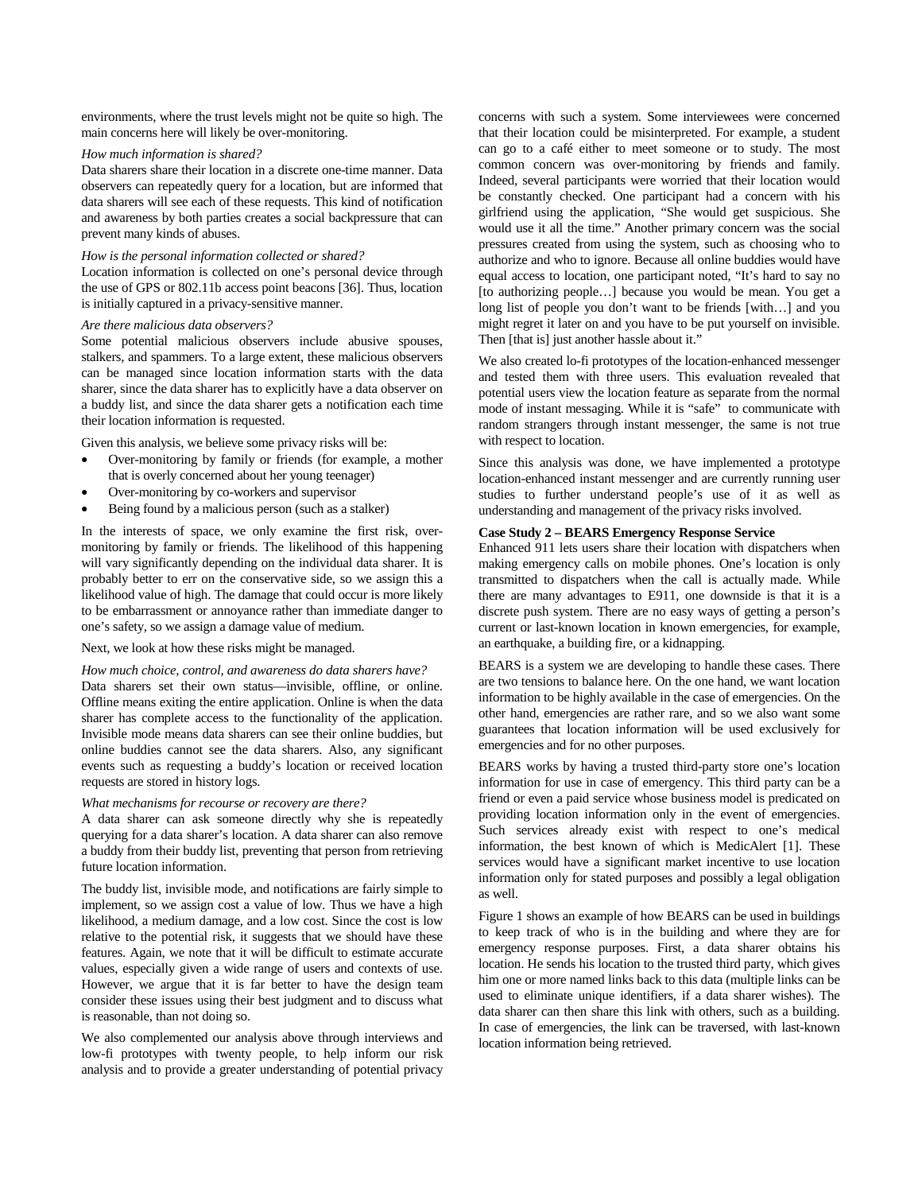environments, where the trust levels might not be quite so high. The main concerns here will likely be over-monitoring.

*How much information is shared?*

Data sharers share their location in a discrete one-time manner. Data observers can repeatedly query for a location, but are informed that data sharers will see each of these requests. This kind of notification and awareness by both parties creates a social backpressure that can prevent many kinds of abuses.

*How is the personal information collected or shared?*

Location information is collected on one's personal device through the use of GPS or 802.11b access point beacons [36]. Thus, location is initially captured in a privacy-sensitive manner.

*Are there malicious data observers?*

Some potential malicious observers include abusive spouses, stalkers, and spammers. To a large extent, these malicious observers can be managed since location information starts with the data sharer, since the data sharer has to explicitly have a data observer on a buddy list, and since the data sharer gets a notification each time their location information is requested.

Given this analysis, we believe some privacy risks will be:

- Over-monitoring by family or friends (for example, a mother that is overly concerned about her young teenager)
- Over-monitoring by co-workers and supervisor
- Being found by a malicious person (such as a stalker)

In the interests of space, we only examine the first risk, over-monitoring by family or friends. The likelihood of this happening will vary significantly depending on the individual data sharer. It is probably better to err on the conservative side, so we assign this a likelihood value of high. The damage that could occur is more likely to be embarrassment or annoyance rather than immediate danger to one's safety, so we assign a damage value of medium.

Next, we look at how these risks might be managed.

*How much choice, control, and awareness do data sharers have?*

Data sharers set their own status—invisible, offline, or online. Offline means exiting the entire application. Online is when the data sharer has complete access to the functionality of the application. Invisible mode means data sharers can see their online buddies, but online buddies cannot see the data sharers. Also, any significant events such as requesting a buddy's location or received location requests are stored in history logs.

*What mechanisms for recourse or recovery are there?*

A data sharer can ask someone directly why she is repeatedly querying for a data sharer's location. A data sharer can also remove a buddy from their buddy list, preventing that person from retrieving future location information.

The buddy list, invisible mode, and notifications are fairly simple to implement, so we assign cost a value of low. Thus we have a high likelihood, a medium damage, and a low cost. Since the cost is low relative to the potential risk, it suggests that we should have these features. Again, we note that it will be difficult to estimate accurate values, especially given a wide range of users and contexts of use. However, we argue that it is far better to have the design team consider these issues using their best judgment and to discuss what is reasonable, than not doing so.

We also complemented our analysis above through interviews and low-fi prototypes with twenty people, to help inform our risk analysis and to provide a greater understanding of potential privacy concerns with such a system. Some interviewees were concerned that their location could be misinterpreted. For example, a student can go to a café either to meet someone or to study. The most common concern was over-monitoring by friends and family. Indeed, several participants were worried that their location would be constantly checked. One participant had a concern with his girlfriend using the application, "She would get suspicious. She would use it all the time." Another primary concern was the social pressures created from using the system, such as choosing who to authorize and who to ignore. Because all online buddies would have equal access to location, one participant noted, "It's hard to say no [to authorizing people…] because you would be mean. You get a long list of people you don't want to be friends [with…] and you might regret it later on and you have to be put yourself on invisible. Then [that is] just another hassle about it."

We also created lo-fi prototypes of the location-enhanced messenger and tested them with three users. This evaluation revealed that potential users view the location feature as separate from the normal mode of instant messaging. While it is "safe" to communicate with random strangers through instant messenger, the same is not true with respect to location.

Since this analysis was done, we have implemented a prototype location-enhanced instant messenger and are currently running user studies to further understand people's use of it as well as understanding and management of the privacy risks involved.

**Case Study 2 – BEARS Emergency Response Service**

Enhanced 911 lets users share their location with dispatchers when making emergency calls on mobile phones. One's location is only transmitted to dispatchers when the call is actually made. While there are many advantages to E911, one downside is that it is a discrete push system. There are no easy ways of getting a person's current or last-known location in known emergencies, for example, an earthquake, a building fire, or a kidnapping.

BEARS is a system we are developing to handle these cases. There are two tensions to balance here. On the one hand, we want location information to be highly available in the case of emergencies. On the other hand, emergencies are rather rare, and so we also want some guarantees that location information will be used exclusively for emergencies and for no other purposes.

BEARS works by having a trusted third-party store one's location information for use in case of emergency. This third party can be a friend or even a paid service whose business model is predicated on providing location information only in the event of emergencies. Such services already exist with respect to one's medical information, the best known of which is MedicAlert [1]. These services would have a significant market incentive to use location information only for stated purposes and possibly a legal obligation as well.

Figure 1 shows an example of how BEARS can be used in buildings to keep track of who is in the building and where they are for emergency response purposes. First, a data sharer obtains his location. He sends his location to the trusted third party, which gives him one or more named links back to this data (multiple links can be used to eliminate unique identifiers, if a data sharer wishes). The data sharer can then share this link with others, such as a building. In case of emergencies, the link can be traversed, with last-known location information being retrieved.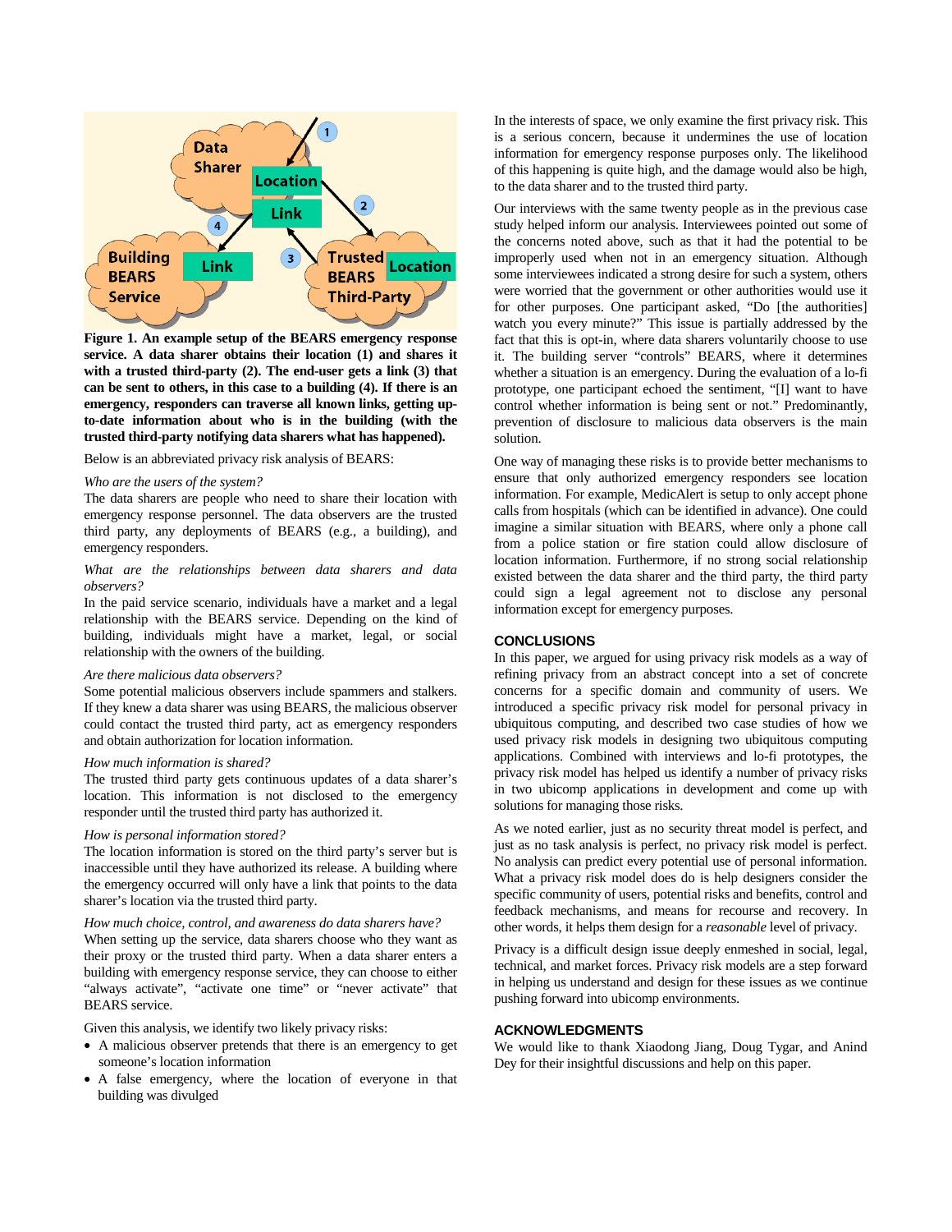Data Sharer
Location
Link
Building BEARS Service
Link
Trusted BEARS Third-Party
Location
1
2
3
4

**Figure 1. An example setup of the BEARS emergency response service. A data sharer obtains their location (1) and shares it with a trusted third-party (2). The end-user gets a link (3) that can be sent to others, in this case to a building (4). If there is an emergency, responders can traverse all known links, getting up-to-date information about who is in the building (with the trusted third-party notifying data sharers what has happened).**

Below is an abbreviated privacy risk analysis of BEARS:

*Who are the users of the system?*
The data sharers are people who need to share their location with emergency response personnel. The data observers are the trusted third party, any deployments of BEARS (e.g., a building), and emergency responders.

*What are the relationships between data sharers and data observers?*
In the paid service scenario, individuals have a market and a legal relationship with the BEARS service. Depending on the kind of building, individuals might have a market, legal, or social relationship with the owners of the building.

*Are there malicious data observers?*
Some potential malicious observers include spammers and stalkers. If they knew a data sharer was using BEARS, the malicious observer could contact the trusted third party, act as emergency responders and obtain authorization for location information.

*How much information is shared?*
The trusted third party gets continuous updates of a data sharer's location. This information is not disclosed to the emergency responder until the trusted third party has authorized it.

*How is personal information stored?*
The location information is stored on the third party's server but is inaccessible until they have authorized its release. A building where the emergency occurred will only have a link that points to the data sharer's location via the trusted third party.

*How much choice, control, and awareness do data sharers have?*
When setting up the service, data sharers choose who they want as their proxy or the trusted third party. When a data sharer enters a building with emergency response service, they can choose to either "always activate", "activate one time" or "never activate" that BEARS service.

Given this analysis, we identify two likely privacy risks:

- A malicious observer pretends that there is an emergency to get someone's location information
- A false emergency, where the location of everyone in that building was divulged

In the interests of space, we only examine the first privacy risk. This is a serious concern, because it undermines the use of location information for emergency response purposes only. The likelihood of this happening is quite high, and the damage would also be high, to the data sharer and to the trusted third party.

Our interviews with the same twenty people as in the previous case study helped inform our analysis. Interviewees pointed out some of the concerns noted above, such as that it had the potential to be improperly used when not in an emergency situation. Although some interviewees indicated a strong desire for such a system, others were worried that the government or other authorities would use it for other purposes. One participant asked, "Do [the authorities] watch you every minute?" This issue is partially addressed by the fact that this is opt-in, where data sharers voluntarily choose to use it. The building server "controls" BEARS, where it determines whether a situation is an emergency. During the evaluation of a lo-fi prototype, one participant echoed the sentiment, "[I] want to have control whether information is being sent or not." Predominantly, prevention of disclosure to malicious data observers is the main solution.

One way of managing these risks is to provide better mechanisms to ensure that only authorized emergency responders see location information. For example, MedicAlert is setup to only accept phone calls from hospitals (which can be identified in advance). One could imagine a similar situation with BEARS, where only a phone call from a police station or fire station could allow disclosure of location information. Furthermore, if no strong social relationship existed between the data sharer and the third party, the third party could sign a legal agreement not to disclose any personal information except for emergency purposes.

## CONCLUSIONS

In this paper, we argued for using privacy risk models as a way of refining privacy from an abstract concept into a set of concrete concerns for a specific domain and community of users. We introduced a specific privacy risk model for personal privacy in ubiquitous computing, and described two case studies of how we used privacy risk models in designing two ubiquitous computing applications. Combined with interviews and lo-fi prototypes, the privacy risk model has helped us identify a number of privacy risks in two ubicomp applications in development and come up with solutions for managing those risks.

As we noted earlier, just as no security threat model is perfect, and just as no task analysis is perfect, no privacy risk model is perfect. No analysis can predict every potential use of personal information. What a privacy risk model does do is help designers consider the specific community of users, potential risks and benefits, control and feedback mechanisms, and means for recourse and recovery. In other words, it helps them design for a *reasonable* level of privacy.

Privacy is a difficult design issue deeply enmeshed in social, legal, technical, and market forces. Privacy risk models are a step forward in helping us understand and design for these issues as we continue pushing forward into ubicomp environments.

## ACKNOWLEDGMENTS

We would like to thank Xiaodong Jiang, Doug Tygar, and Anind Dey for their insightful discussions and help on this paper.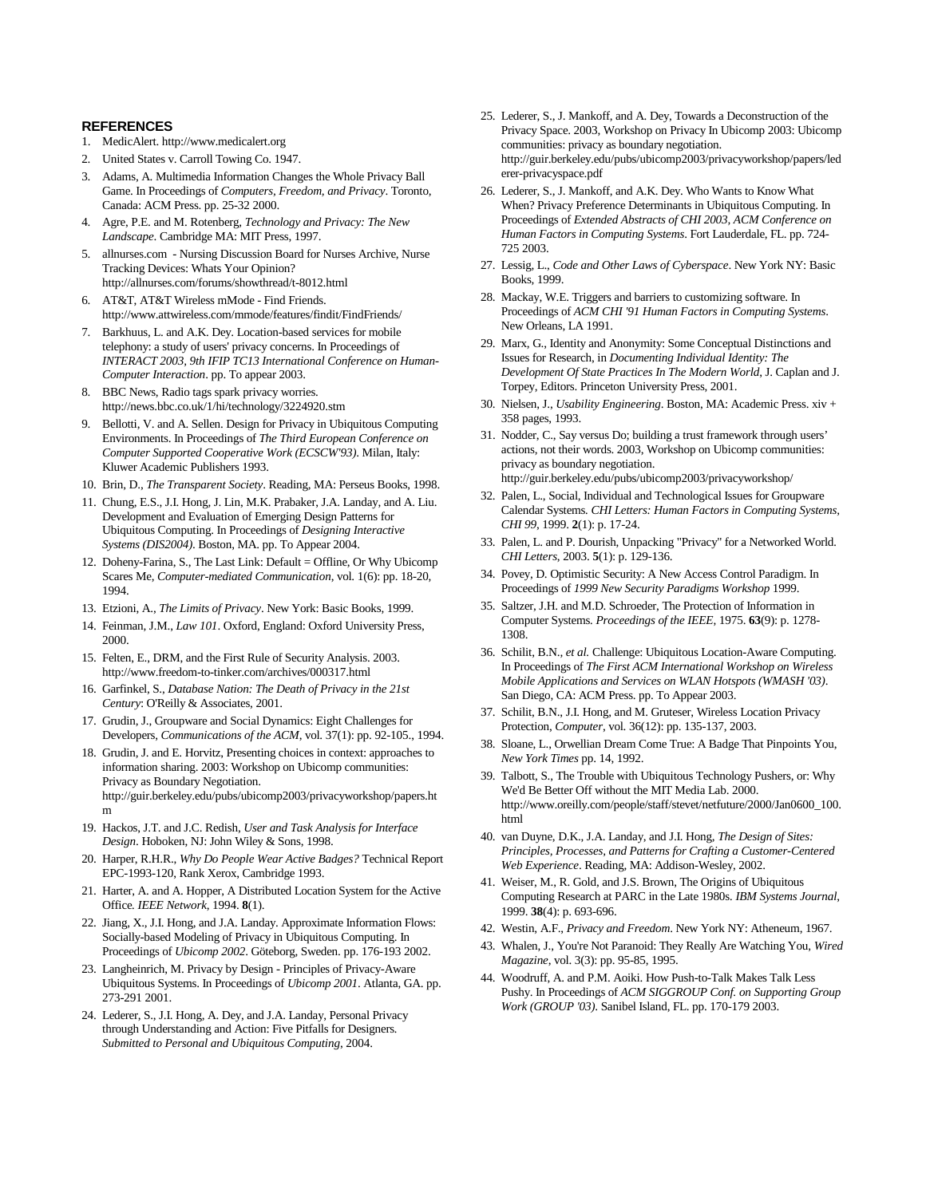## REFERENCES

1. MedicAlert. http://www.medicalert.org
2. United States v. Carroll Towing Co. 1947.
3. Adams, A. Multimedia Information Changes the Whole Privacy Ball Game. In Proceedings of *Computers, Freedom, and Privacy*. Toronto, Canada: ACM Press. pp. 25-32 2000.
4. Agre, P.E. and M. Rotenberg, *Technology and Privacy: The New Landscape*. Cambridge MA: MIT Press, 1997.
5. allnurses.com - Nursing Discussion Board for Nurses Archive, Nurse Tracking Devices: Whats Your Opinion? http://allnurses.com/forums/showthread/t-8012.html
6. AT&T, AT&T Wireless mMode - Find Friends. http://www.attwireless.com/mmode/features/findit/FindFriends/
7. Barkhuus, L. and A.K. Dey. Location-based services for mobile telephony: a study of users' privacy concerns. In Proceedings of *INTERACT 2003, 9th IFIP TC13 International Conference on Human-Computer Interaction*. pp. To appear 2003.
8. BBC News, Radio tags spark privacy worries. http://news.bbc.co.uk/1/hi/technology/3224920.stm
9. Bellotti, V. and A. Sellen. Design for Privacy in Ubiquitous Computing Environments. In Proceedings of *The Third European Conference on Computer Supported Cooperative Work (ECSCW'93)*. Milan, Italy: Kluwer Academic Publishers 1993.
10. Brin, D., *The Transparent Society*. Reading, MA: Perseus Books, 1998.
11. Chung, E.S., J.I. Hong, J. Lin, M.K. Prabaker, J.A. Landay, and A. Liu. Development and Evaluation of Emerging Design Patterns for Ubiquitous Computing. In Proceedings of *Designing Interactive Systems (DIS2004)*. Boston, MA. pp. To Appear 2004.
12. Doheny-Farina, S., The Last Link: Default = Offline, Or Why Ubicomp Scares Me, *Computer-mediated Communication*, vol. 1(6): pp. 18-20, 1994.
13. Etzioni, A., *The Limits of Privacy*. New York: Basic Books, 1999.
14. Feinman, J.M., *Law 101*. Oxford, England: Oxford University Press, 2000.
15. Felten, E., DRM, and the First Rule of Security Analysis. 2003. http://www.freedom-to-tinker.com/archives/000317.html
16. Garfinkel, S., *Database Nation: The Death of Privacy in the 21st Century*: O'Reilly & Associates, 2001.
17. Grudin, J., Groupware and Social Dynamics: Eight Challenges for Developers, *Communications of the ACM*, vol. 37(1): pp. 92-105., 1994.
18. Grudin, J. and E. Horvitz, Presenting choices in context: approaches to information sharing. 2003: Workshop on Ubicomp communities: Privacy as Boundary Negotiation. http://guir.berkeley.edu/pubs/ubicomp2003/privacyworkshop/papers.htm
19. Hackos, J.T. and J.C. Redish, *User and Task Analysis for Interface Design*. Hoboken, NJ: John Wiley & Sons, 1998.
20. Harper, R.H.R., *Why Do People Wear Active Badges?* Technical Report EPC-1993-120, Rank Xerox, Cambridge 1993.
21. Harter, A. and A. Hopper, A Distributed Location System for the Active Office. *IEEE Network*, 1994. **8**(1).
22. Jiang, X., J.I. Hong, and J.A. Landay. Approximate Information Flows: Socially-based Modeling of Privacy in Ubiquitous Computing. In Proceedings of *Ubicomp 2002*. Göteborg, Sweden. pp. 176-193 2002.
23. Langheinrich, M. Privacy by Design - Principles of Privacy-Aware Ubiquitous Systems. In Proceedings of *Ubicomp 2001*. Atlanta, GA. pp. 273-291 2001.
24. Lederer, S., J.I. Hong, A. Dey, and J.A. Landay, Personal Privacy through Understanding and Action: Five Pitfalls for Designers. *Submitted to Personal and Ubiquitous Computing*, 2004.
25. Lederer, S., J. Mankoff, and A. Dey, Towards a Deconstruction of the Privacy Space. 2003, Workshop on Privacy In Ubicomp 2003: Ubicomp communities: privacy as boundary negotiation. http://guir.berkeley.edu/pubs/ubicomp2003/privacyworkshop/papers/lederer-privacyspace.pdf
26. Lederer, S., J. Mankoff, and A.K. Dey. Who Wants to Know What When? Privacy Preference Determinants in Ubiquitous Computing. In Proceedings of *Extended Abstracts of CHI 2003, ACM Conference on Human Factors in Computing Systems*. Fort Lauderdale, FL. pp. 724-725 2003.
27. Lessig, L., *Code and Other Laws of Cyberspace*. New York NY: Basic Books, 1999.
28. Mackay, W.E. Triggers and barriers to customizing software. In Proceedings of *ACM CHI '91 Human Factors in Computing Systems*. New Orleans, LA 1991.
29. Marx, G., Identity and Anonymity: Some Conceptual Distinctions and Issues for Research, in *Documenting Individual Identity: The Development Of State Practices In The Modern World*, J. Caplan and J. Torpey, Editors. Princeton University Press, 2001.
30. Nielsen, J., *Usability Engineering*. Boston, MA: Academic Press. xiv + 358 pages, 1993.
31. Nodder, C., Say versus Do; building a trust framework through users' actions, not their words. 2003, Workshop on Ubicomp communities: privacy as boundary negotiation. http://guir.berkeley.edu/pubs/ubicomp2003/privacyworkshop/
32. Palen, L., Social, Individual and Technological Issues for Groupware Calendar Systems. *CHI Letters: Human Factors in Computing Systems, CHI 99*, 1999. **2**(1): p. 17-24.
33. Palen, L. and P. Dourish, Unpacking "Privacy" for a Networked World. *CHI Letters*, 2003. **5**(1): p. 129-136.
34. Povey, D. Optimistic Security: A New Access Control Paradigm. In Proceedings of *1999 New Security Paradigms Workshop* 1999.
35. Saltzer, J.H. and M.D. Schroeder, The Protection of Information in Computer Systems. *Proceedings of the IEEE*, 1975. **63**(9): p. 1278-1308.
36. Schilit, B.N., *et al.* Challenge: Ubiquitous Location-Aware Computing. In Proceedings of *The First ACM International Workshop on Wireless Mobile Applications and Services on WLAN Hotspots (WMASH '03)*. San Diego, CA: ACM Press. pp. To Appear 2003.
37. Schilit, B.N., J.I. Hong, and M. Gruteser, Wireless Location Privacy Protection, *Computer*, vol. 36(12): pp. 135-137, 2003.
38. Sloane, L., Orwellian Dream Come True: A Badge That Pinpoints You, *New York Times* pp. 14, 1992.
39. Talbott, S., The Trouble with Ubiquitous Technology Pushers, or: Why We'd Be Better Off without the MIT Media Lab. 2000. http://www.oreilly.com/people/staff/stevet/netfuture/2000/Jan0600_100.html
40. van Duyne, D.K., J.A. Landay, and J.I. Hong, *The Design of Sites: Principles, Processes, and Patterns for Crafting a Customer-Centered Web Experience*. Reading, MA: Addison-Wesley, 2002.
41. Weiser, M., R. Gold, and J.S. Brown, The Origins of Ubiquitous Computing Research at PARC in the Late 1980s. *IBM Systems Journal*, 1999. **38**(4): p. 693-696.
42. Westin, A.F., *Privacy and Freedom*. New York NY: Atheneum, 1967.
43. Whalen, J., You're Not Paranoid: They Really Are Watching You, *Wired Magazine*, vol. 3(3): pp. 95-85, 1995.
44. Woodruff, A. and P.M. Aoiki. How Push-to-Talk Makes Talk Less Pushy. In Proceedings of *ACM SIGGROUP Conf. on Supporting Group Work (GROUP '03)*. Sanibel Island, FL. pp. 170-179 2003.